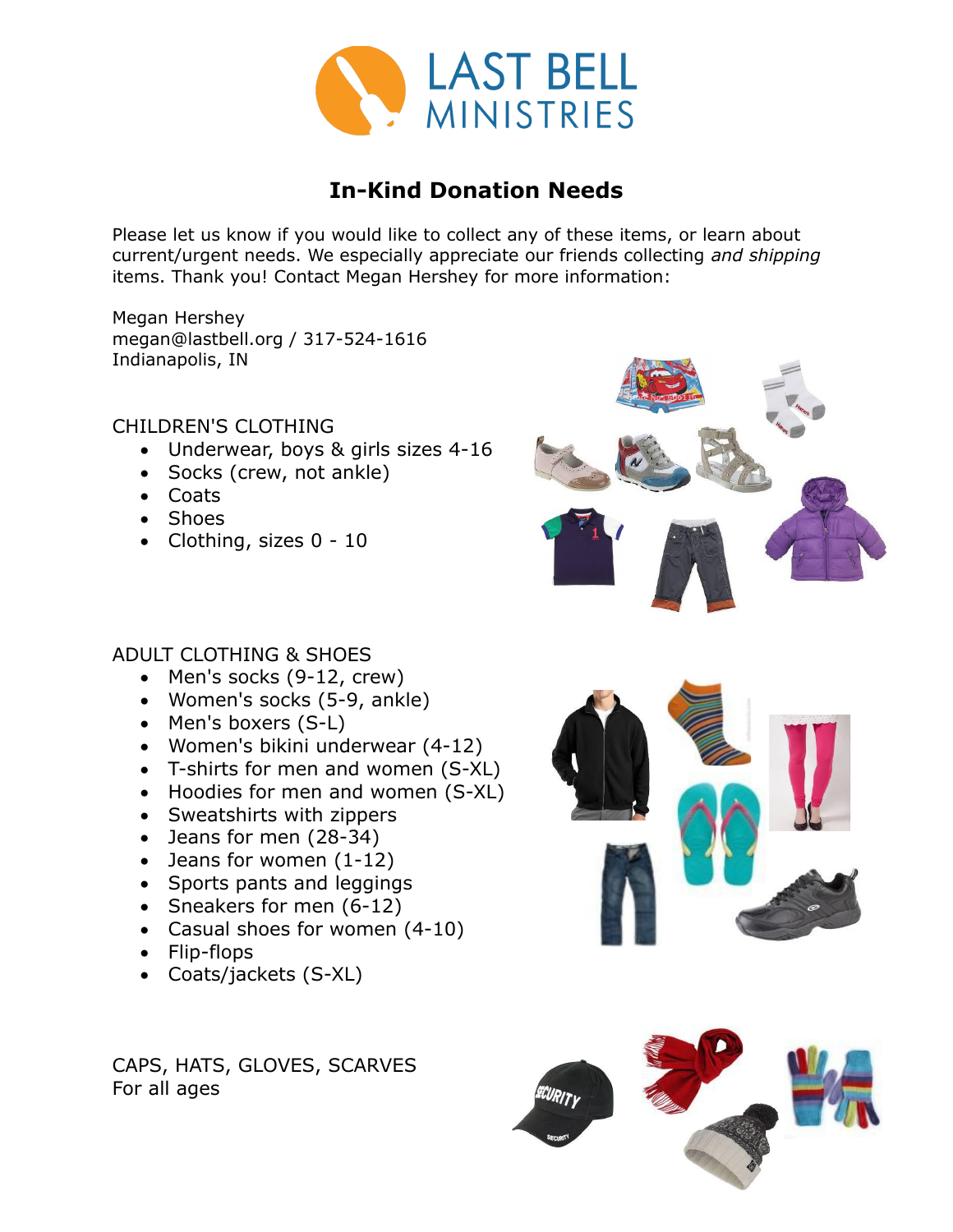LAST BELL MINISTRIES

# In-Kind Donation Needs

Please let us know if you would like to collect any of these items, or learn about current/urgent needs. We especially appreciate our friends collecting *and shipping* items. Thank you! Contact Megan Hershey for more information:

Megan Hershey
megan@lastbell.org / 317-524-1616
Indianapolis, IN

CHILDREN'S CLOTHING

- Underwear, boys & girls sizes 4-16
- Socks (crew, not ankle)
- Coats
- Shoes
- Clothing, sizes 0 - 10

ADULT CLOTHING & SHOES

- Men's socks (9-12, crew)
- Women's socks (5-9, ankle)
- Men's boxers (S-L)
- Women's bikini underwear (4-12)
- T-shirts for men and women (S-XL)
- Hoodies for men and women (S-XL)
- Sweatshirts with zippers
- Jeans for men (28-34)
- Jeans for women (1-12)
- Sports pants and leggings
- Sneakers for men (6-12)
- Casual shoes for women (4-10)
- Flip-flops
- Coats/jackets (S-XL)

CAPS, HATS, GLOVES, SCARVES
For all ages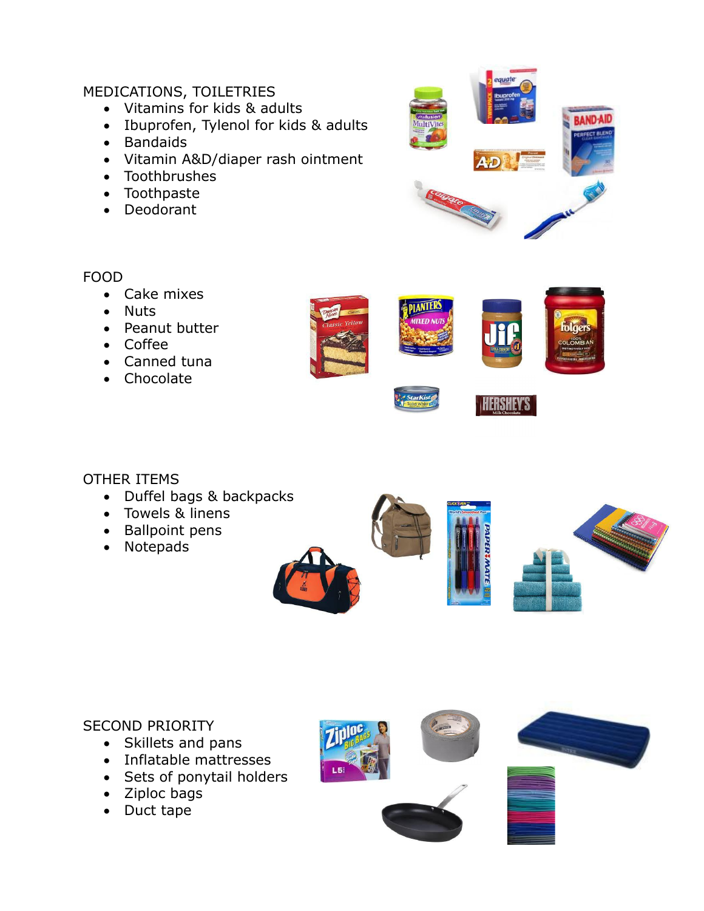## MEDICATIONS, TOILETRIES

- Vitamins for kids & adults
- Ibuprofen, Tylenol for kids & adults
- Bandaids
- Vitamin A&D/diaper rash ointment
- Toothbrushes
- Toothpaste
- Deodorant

## FOOD

- Cake mixes
- Nuts
- Peanut butter
- Coffee
- Canned tuna
- Chocolate

## OTHER ITEMS

- Duffel bags & backpacks
- Towels & linens
- Ballpoint pens
- Notepads

## SECOND PRIORITY

- Skillets and pans
- Inflatable mattresses
- Sets of ponytail holders
- Ziploc bags
- Duct tape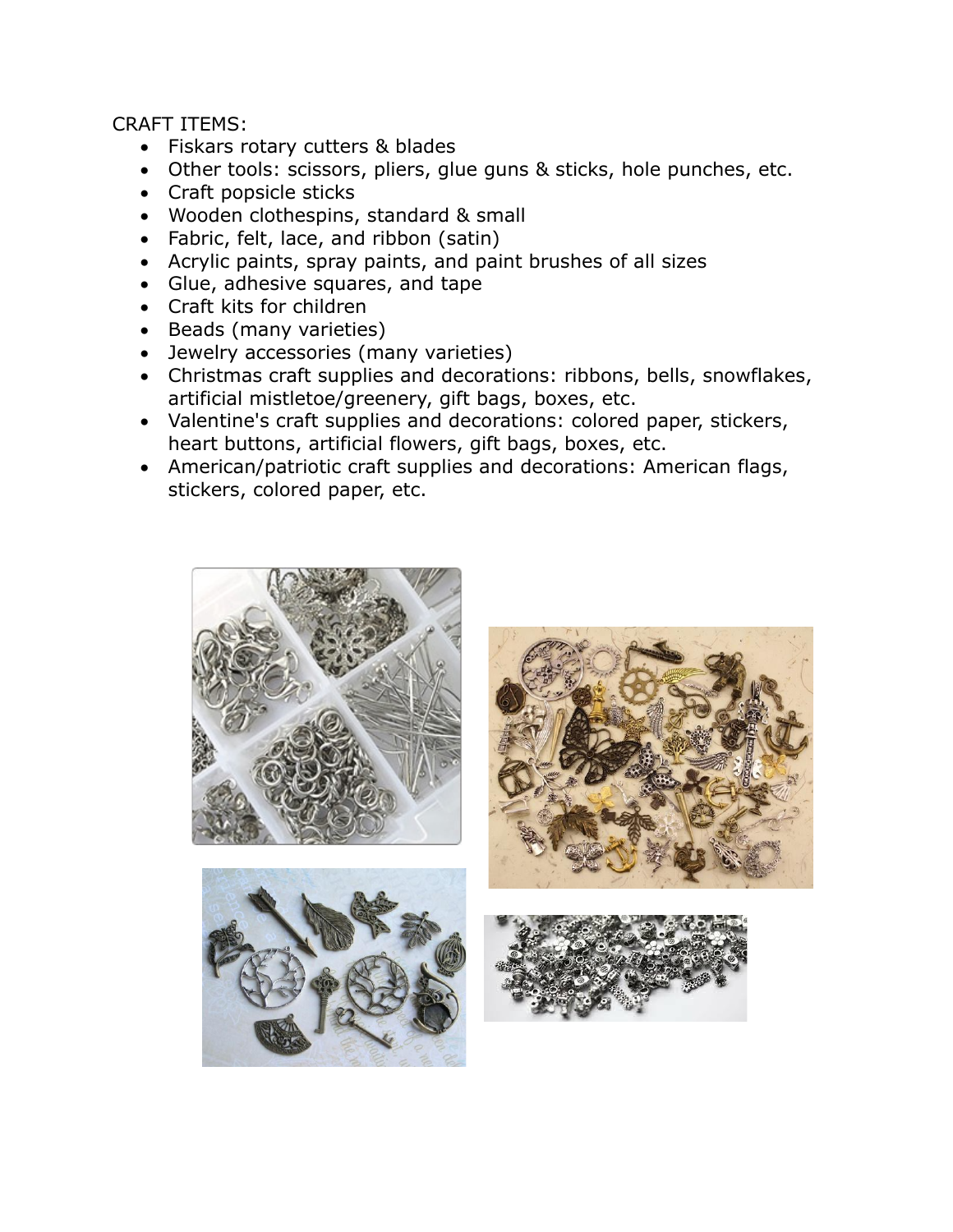CRAFT ITEMS:

- Fiskars rotary cutters & blades
- Other tools: scissors, pliers, glue guns & sticks, hole punches, etc.
- Craft popsicle sticks
- Wooden clothespins, standard & small
- Fabric, felt, lace, and ribbon (satin)
- Acrylic paints, spray paints, and paint brushes of all sizes
- Glue, adhesive squares, and tape
- Craft kits for children
- Beads (many varieties)
- Jewelry accessories (many varieties)
- Christmas craft supplies and decorations: ribbons, bells, snowflakes, artificial mistletoe/greenery, gift bags, boxes, etc.
- Valentine's craft supplies and decorations: colored paper, stickers, heart buttons, artificial flowers, gift bags, boxes, etc.
- American/patriotic craft supplies and decorations: American flags, stickers, colored paper, etc.